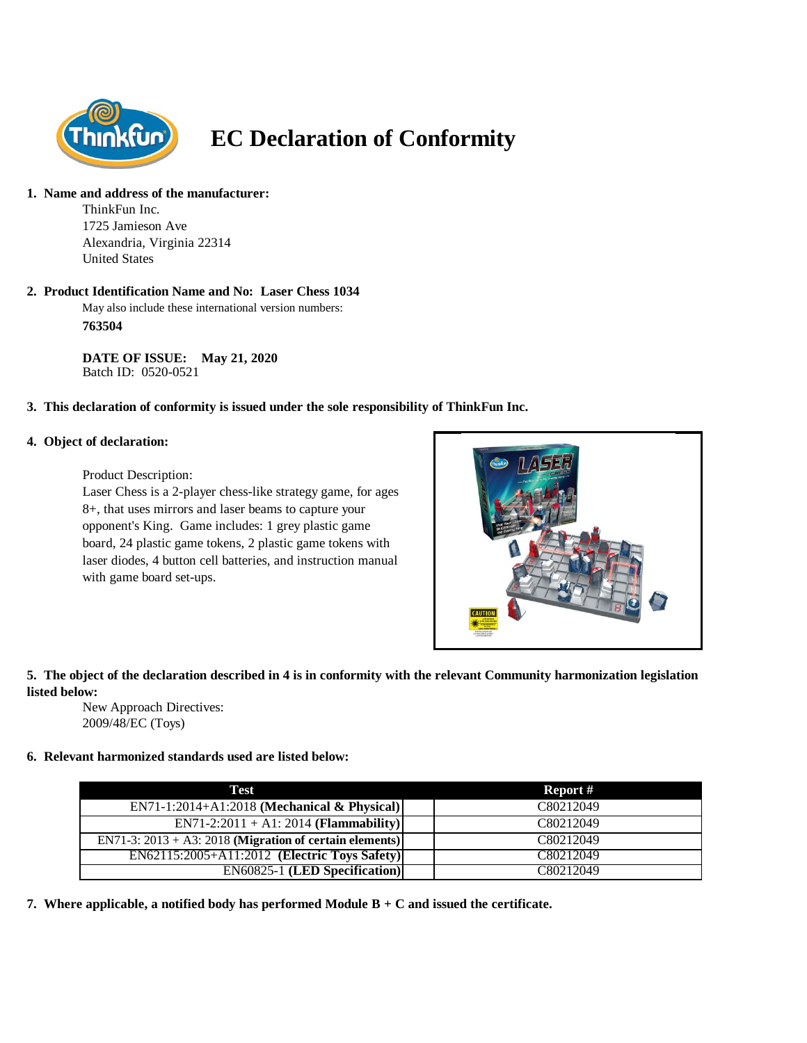# EC Declaration of Conformity

**1. Name and address of the manufacturer:**

ThinkFun Inc.
1725 Jamieson Ave
Alexandria, Virginia 22314
United States

**2. Product Identification Name and No: Laser Chess 1034**

May also include these international version numbers:

**763504**

**DATE OF ISSUE: May 21, 2020**
Batch ID: 0520-0521

**3. This declaration of conformity is issued under the sole responsibility of ThinkFun Inc.**

**4. Object of declaration:**

Product Description:
Laser Chess is a 2-player chess-like strategy game, for ages 8+, that uses mirrors and laser beams to capture your opponent's King. Game includes: 1 grey plastic game board, 24 plastic game tokens, 2 plastic game tokens with laser diodes, 4 button cell batteries, and instruction manual with game board set-ups.

**5. The object of the declaration described in 4 is in conformity with the relevant Community harmonization legislation listed below:**

New Approach Directives:
2009/48/EC (Toys)

**6. Relevant harmonized standards used are listed below:**

| Test | Report # |
|---|---|
| EN71-1:2014+A1:2018 **(Mechanical & Physical)** | C80212049 |
| EN71-2:2011 + A1: 2014 **(Flammability)** | C80212049 |
| EN71-3: 2013 + A3: 2018 **(Migration of certain elements)** | C80212049 |
| EN62115:2005+A11:2012 **(Electric Toys Safety)** | C80212049 |
| EN60825-1 **(LED Specification)** | C80212049 |

**7. Where applicable, a notified body has performed Module B + C and issued the certificate.**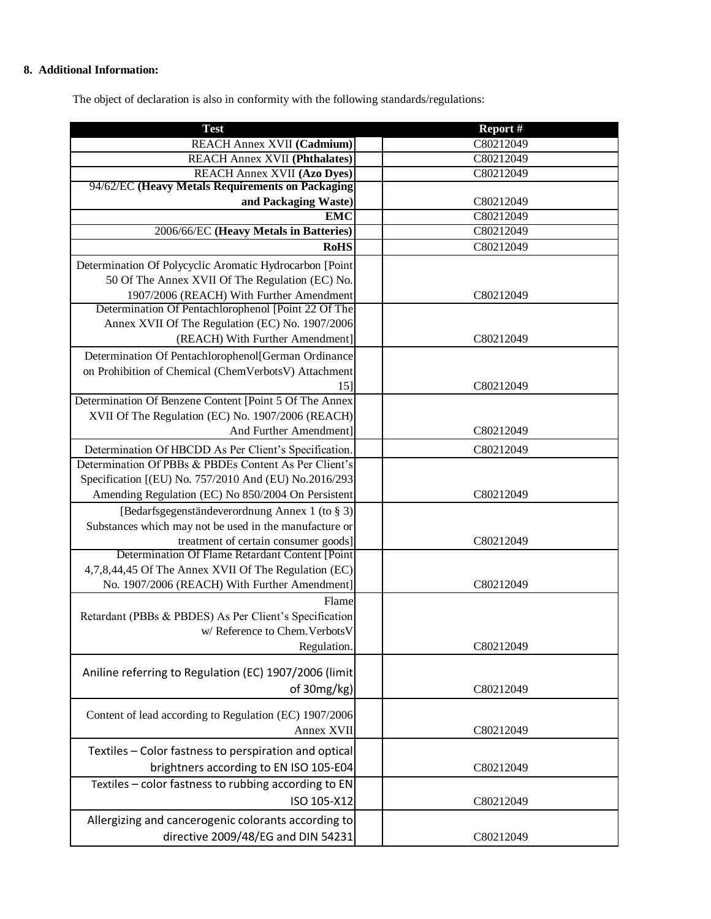**8. Additional Information:**

The object of declaration is also in conformity with the following standards/regulations:

| Test | Report # |
|---|---|
| REACH Annex XVII **(Cadmium)** | C80212049 |
| REACH Annex XVII **(Phthalates)** | C80212049 |
| REACH Annex XVII **(Azo Dyes)** | C80212049 |
| 94/62/EC **(Heavy Metals Requirements on Packaging and Packaging Waste)** | C80212049 |
| **EMC** | C80212049 |
| 2006/66/EC **(Heavy Metals in Batteries)** | C80212049 |
| **RoHS** | C80212049 |
| Determination Of Polycyclic Aromatic Hydrocarbon [Point 50 Of The Annex XVII Of The Regulation (EC) No. 1907/2006 (REACH) With Further Amendment | C80212049 |
| Determination Of Pentachlorophenol [Point 22 Of The Annex XVII Of The Regulation (EC) No. 1907/2006 (REACH) With Further Amendment] | C80212049 |
| Determination Of Pentachlorophenol[German Ordinance on Prohibition of Chemical (ChemVerbotsV) Attachment 15] | C80212049 |
| Determination Of Benzene Content [Point 5 Of The Annex XVII Of The Regulation (EC) No. 1907/2006 (REACH) And Further Amendment] | C80212049 |
| Determination Of HBCDD As Per Client's Specification. | C80212049 |
| Determination Of PBBs & PBDEs Content As Per Client's Specification [(EU) No. 757/2010 And (EU) No.2016/293 Amending Regulation (EC) No 850/2004 On Persistent | C80212049 |
| [Bedarfsgegenständeverordnung Annex 1 (to § 3) Substances which may not be used in the manufacture or treatment of certain consumer goods] | C80212049 |
| Determination Of Flame Retardant Content [Point 4,7,8,44,45 Of The Annex XVII Of The Regulation (EC) No. 1907/2006 (REACH) With Further Amendment] | C80212049 |
| Flame Retardant (PBBs & PBDES) As Per Client's Specification w/ Reference to Chem.VerbotsV Regulation. | C80212049 |
| Aniline referring to Regulation (EC) 1907/2006 (limit of 30mg/kg) | C80212049 |
| Content of lead according to Regulation (EC) 1907/2006 Annex XVII | C80212049 |
| Textiles – Color fastness to perspiration and optical brightners according to EN ISO 105-E04 | C80212049 |
| Textiles – color fastness to rubbing according to EN ISO 105-X12 | C80212049 |
| Allergizing and cancerogenic colorants according to directive 2009/48/EG and DIN 54231 | C80212049 |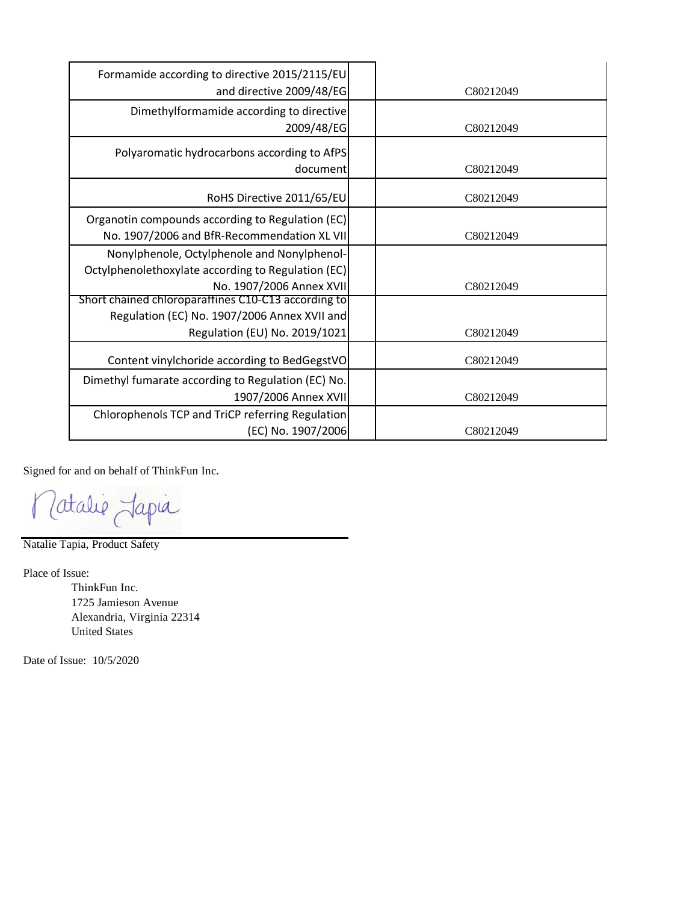| | | |
|---|---|---|
| Formamide according to directive 2015/2115/EU and directive 2009/48/EG | | C80212049 |
| Dimethylformamide according to directive 2009/48/EG | | C80212049 |
| Polyaromatic hydrocarbons according to AfPS document | | C80212049 |
| RoHS Directive 2011/65/EU | | C80212049 |
| Organotin compounds according to Regulation (EC) No. 1907/2006 and BfR-Recommendation XL VII | | C80212049 |
| Nonylphenole, Octylphenole and Nonylphenol-Octylphenolethoxylate according to Regulation (EC) No. 1907/2006 Annex XVII | | C80212049 |
| Short chained chloroparaffines C10-C13 according to Regulation (EC) No. 1907/2006 Annex XVII and Regulation (EU) No. 2019/1021 | | C80212049 |
| Content vinylchoride according to BedGegstVO | | C80212049 |
| Dimethyl fumarate according to Regulation (EC) No. 1907/2006 Annex XVII | | C80212049 |
| Chlorophenols TCP and TriCP referring Regulation (EC) No. 1907/2006 | | C80212049 |

Signed for and on behalf of ThinkFun Inc.

Natalie Tapia

Natalie Tapia, Product Safety

Place of Issue:
ThinkFun Inc.
1725 Jamieson Avenue
Alexandria, Virginia 22314
United States

Date of Issue: 10/5/2020